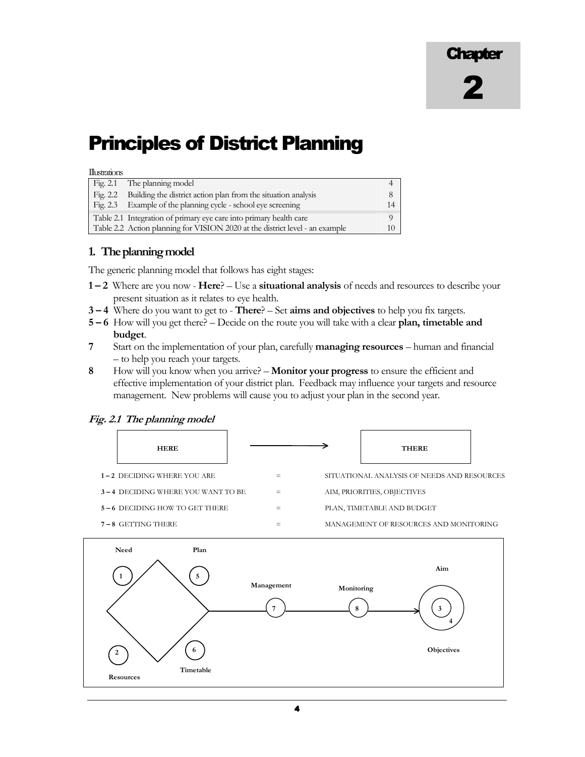# Chapter 2

# Principles of District Planning

Illustrations

| | | |
|---|---|---|
| Fig. 2.1 | The planning model | 4 |
| Fig. 2.2 | Building the district action plan from the situation analysis | 8 |
| Fig. 2.3 | Example of the planning cycle - school eye screening | 14 |
| Table 2.1 | Integration of primary eye care into primary health care | 9 |
| Table 2.2 | Action planning for VISION 2020 at the district level - an example | 10 |

## 1. The planning model

The generic planning model that follows has eight stages:

**1 – 2** Where are you now - **Here**? – Use a **situational analysis** of needs and resources to describe your present situation as it relates to eye health.

**3 – 4** Where do you want to get to - **There**? – Set **aims and objectives** to help you fix targets.

**5 – 6** How will you get there? – Decide on the route you will take with a clear **plan, timetable and budget**.

**7** Start on the implementation of your plan, carefully **managing resources** – human and financial – to help you reach your targets.

**8** How will you know when you arrive? – **Monitor your progress** to ensure the efficient and effective implementation of your district plan. Feedback may influence your targets and resource management. New problems will cause you to adjust your plan in the second year.

***Fig. 2.1 The planning model***

**HERE** → **THERE**

| | | |
|---|---|---|
| **1 – 2** DECIDING WHERE YOU ARE | = | SITUATIONAL ANALYSIS OF NEEDS AND RESOURCES |
| **3 – 4** DECIDING WHERE YOU WANT TO BE | = | AIM, PRIORITIES, OBJECTIVES |
| **5 – 6** DECIDING HOW TO GET THERE | = | PLAN, TIMETABLE AND BUDGET |
| **7 – 8** GETTING THERE | = | MANAGEMENT OF RESOURCES AND MONITORING |

**Need** (1), **Resources** (2), **Plan** (5), **Timetable** (6) → **Management** (7) → **Monitoring** (8) → **Aim** (3), **Objectives** (4)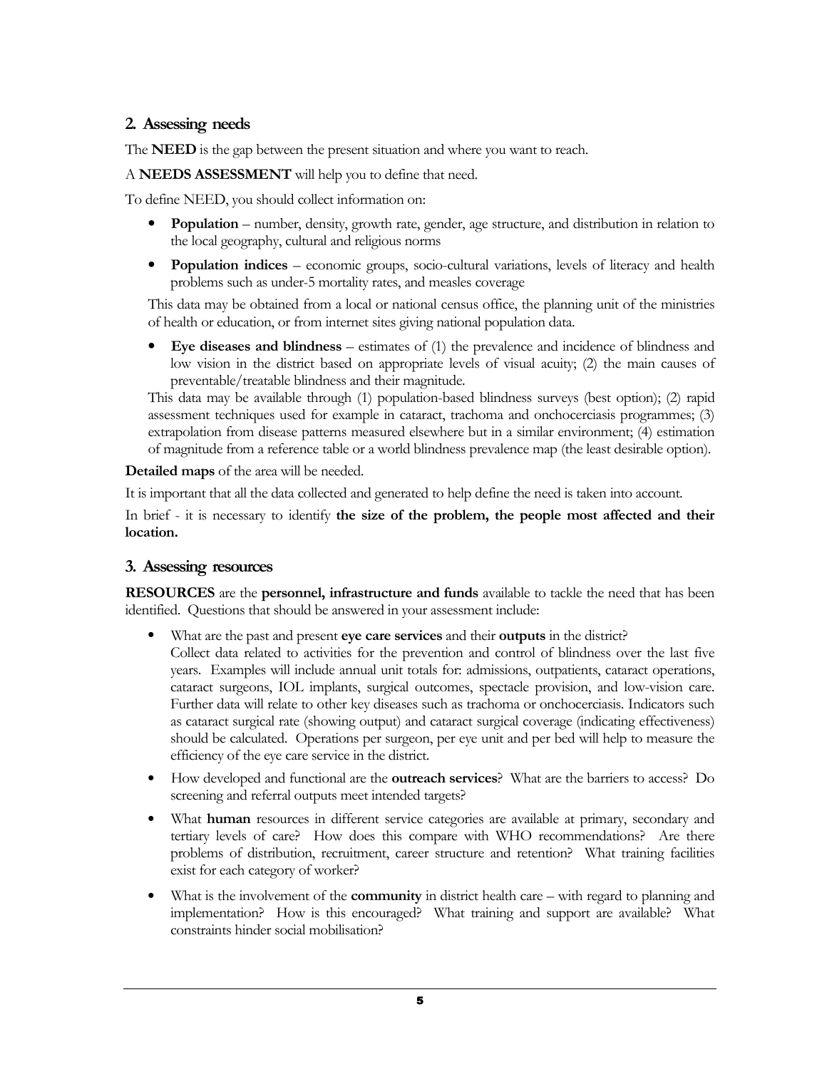## 2. Assessing needs

The **NEED** is the gap between the present situation and where you want to reach.

A **NEEDS ASSESSMENT** will help you to define that need.

To define NEED, you should collect information on:

- **Population** – number, density, growth rate, gender, age structure, and distribution in relation to the local geography, cultural and religious norms
- **Population indices** – economic groups, socio-cultural variations, levels of literacy and health problems such as under-5 mortality rates, and measles coverage

This data may be obtained from a local or national census office, the planning unit of the ministries of health or education, or from internet sites giving national population data.

- **Eye diseases and blindness** – estimates of (1) the prevalence and incidence of blindness and low vision in the district based on appropriate levels of visual acuity; (2) the main causes of preventable/treatable blindness and their magnitude.

This data may be available through (1) population-based blindness surveys (best option); (2) rapid assessment techniques used for example in cataract, trachoma and onchocerciasis programmes; (3) extrapolation from disease patterns measured elsewhere but in a similar environment; (4) estimation of magnitude from a reference table or a world blindness prevalence map (the least desirable option).

**Detailed maps** of the area will be needed.

It is important that all the data collected and generated to help define the need is taken into account.

In brief - it is necessary to identify **the size of the problem, the people most affected and their location.**

## 3. Assessing resources

**RESOURCES** are the **personnel, infrastructure and funds** available to tackle the need that has been identified. Questions that should be answered in your assessment include:

- What are the past and present **eye care services** and their **outputs** in the district?
  Collect data related to activities for the prevention and control of blindness over the last five years. Examples will include annual unit totals for: admissions, outpatients, cataract operations, cataract surgeons, IOL implants, surgical outcomes, spectacle provision, and low-vision care. Further data will relate to other key diseases such as trachoma or onchocerciasis. Indicators such as cataract surgical rate (showing output) and cataract surgical coverage (indicating effectiveness) should be calculated. Operations per surgeon, per eye unit and per bed will help to measure the efficiency of the eye care service in the district.
- How developed and functional are the **outreach services**? What are the barriers to access? Do screening and referral outputs meet intended targets?
- What **human** resources in different service categories are available at primary, secondary and tertiary levels of care? How does this compare with WHO recommendations? Are there problems of distribution, recruitment, career structure and retention? What training facilities exist for each category of worker?
- What is the involvement of the **community** in district health care – with regard to planning and implementation? How is this encouraged? What training and support are available? What constraints hinder social mobilisation?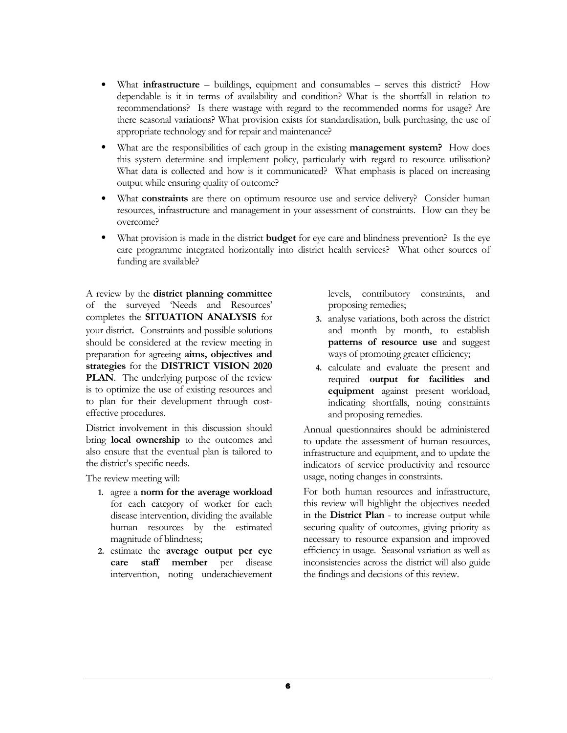- What **infrastructure** – buildings, equipment and consumables – serves this district? How dependable is it in terms of availability and condition? What is the shortfall in relation to recommendations? Is there wastage with regard to the recommended norms for usage? Are there seasonal variations? What provision exists for standardisation, bulk purchasing, the use of appropriate technology and for repair and maintenance?
- What are the responsibilities of each group in the existing **management system?** How does this system determine and implement policy, particularly with regard to resource utilisation? What data is collected and how is it communicated? What emphasis is placed on increasing output while ensuring quality of outcome?
- What **constraints** are there on optimum resource use and service delivery? Consider human resources, infrastructure and management in your assessment of constraints. How can they be overcome?
- What provision is made in the district **budget** for eye care and blindness prevention? Is the eye care programme integrated horizontally into district health services? What other sources of funding are available?

A review by the **district planning committee** of the surveyed 'Needs and Resources' completes the **SITUATION ANALYSIS** for your district. Constraints and possible solutions should be considered at the review meeting in preparation for agreeing **aims, objectives and strategies** for the **DISTRICT VISION 2020 PLAN**. The underlying purpose of the review is to optimize the use of existing resources and to plan for their development through cost-effective procedures.

District involvement in this discussion should bring **local ownership** to the outcomes and also ensure that the eventual plan is tailored to the district's specific needs.

The review meeting will:

1. agree a **norm for the average workload** for each category of worker for each disease intervention, dividing the available human resources by the estimated magnitude of blindness;
2. estimate the **average output per eye care staff member** per disease intervention, noting underachievement levels, contributory constraints, and proposing remedies;
3. analyse variations, both across the district and month by month, to establish **patterns of resource use** and suggest ways of promoting greater efficiency;
4. calculate and evaluate the present and required **output for facilities and equipment** against present workload, indicating shortfalls, noting constraints and proposing remedies.

Annual questionnaires should be administered to update the assessment of human resources, infrastructure and equipment, and to update the indicators of service productivity and resource usage, noting changes in constraints.

For both human resources and infrastructure, this review will highlight the objectives needed in the **District Plan** - to increase output while securing quality of outcomes, giving priority as necessary to resource expansion and improved efficiency in usage. Seasonal variation as well as inconsistencies across the district will also guide the findings and decisions of this review.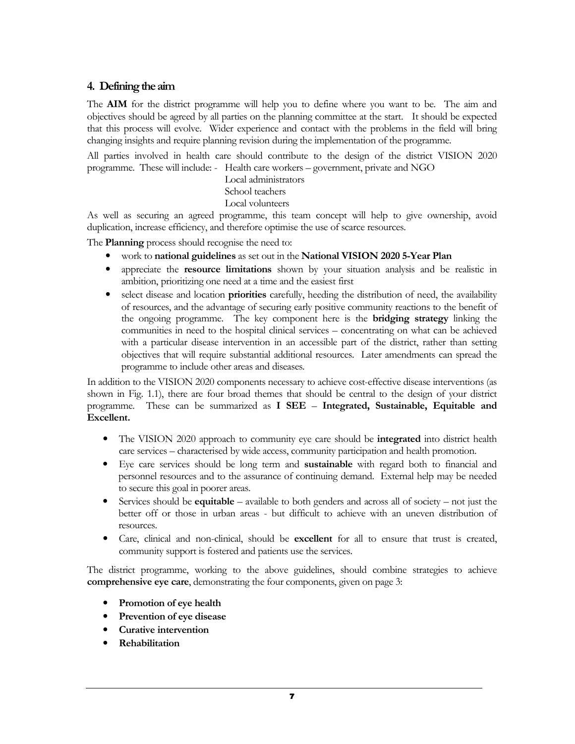## 4. Defining the aim

The **AIM** for the district programme will help you to define where you want to be. The aim and objectives should be agreed by all parties on the planning committee at the start. It should be expected that this process will evolve. Wider experience and contact with the problems in the field will bring changing insights and require planning revision during the implementation of the programme.

All parties involved in health care should contribute to the design of the district VISION 2020 programme. These will include: -

- Health care workers – government, private and NGO
- Local administrators
- School teachers
- Local volunteers

As well as securing an agreed programme, this team concept will help to give ownership, avoid duplication, increase efficiency, and therefore optimise the use of scarce resources.

The **Planning** process should recognise the need to:

- work to **national guidelines** as set out in the **National VISION 2020 5-Year Plan**
- appreciate the **resource limitations** shown by your situation analysis and be realistic in ambition, prioritizing one need at a time and the easiest first
- select disease and location **priorities** carefully, heeding the distribution of need, the availability of resources, and the advantage of securing early positive community reactions to the benefit of the ongoing programme. The key component here is the **bridging strategy** linking the communities in need to the hospital clinical services – concentrating on what can be achieved with a particular disease intervention in an accessible part of the district, rather than setting objectives that will require substantial additional resources. Later amendments can spread the programme to include other areas and diseases.

In addition to the VISION 2020 components necessary to achieve cost-effective disease interventions (as shown in Fig. 1.1), there are four broad themes that should be central to the design of your district programme. These can be summarized as **I SEE** – **Integrated, Sustainable, Equitable and Excellent.**

- The VISION 2020 approach to community eye care should be **integrated** into district health care services – characterised by wide access, community participation and health promotion.
- Eye care services should be long term and **sustainable** with regard both to financial and personnel resources and to the assurance of continuing demand. External help may be needed to secure this goal in poorer areas.
- Services should be **equitable** – available to both genders and across all of society – not just the better off or those in urban areas - but difficult to achieve with an uneven distribution of resources.
- Care, clinical and non-clinical, should be **excellent** for all to ensure that trust is created, community support is fostered and patients use the services.

The district programme, working to the above guidelines, should combine strategies to achieve **comprehensive eye care**, demonstrating the four components, given on page 3:

- **Promotion of eye health**
- **Prevention of eye disease**
- **Curative intervention**
- **Rehabilitation**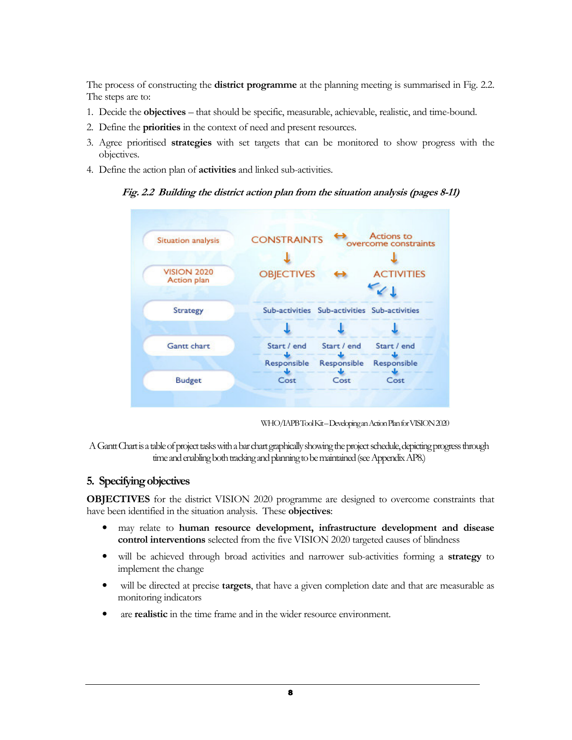The process of constructing the **district programme** at the planning meeting is summarised in Fig. 2.2. The steps are to:

1. Decide the **objectives** – that should be specific, measurable, achievable, realistic, and time-bound.
2. Define the **priorities** in the context of need and present resources.
3. Agree prioritised **strategies** with set targets that can be monitored to show progress with the objectives.
4. Define the action plan of **activities** and linked sub-activities.

***Fig. 2.2 Building the district action plan from the situation analysis (pages 8-11)***

| | | | |
|---|---|---|---|
| Situation analysis | CONSTRAINTS | ↔ | Actions to overcome constraints |
| VISION 2020 Action plan | OBJECTIVES | ↔ | ACTIVITIES |
| Strategy | Sub-activities | Sub-activities | Sub-activities |
| Gantt chart | Start / end | Start / end | Start / end |
| | Responsible | Responsible | Responsible |
| Budget | Cost | Cost | Cost |

WHO/IAPB Tool Kit – Developing an Action Plan for VISION 2020

A Gantt Chart is a table of project tasks with a bar chart graphically showing the project schedule, depicting progress through time and enabling both tracking and planning to be maintained (see Appendix AP8.)

## 5. Specifying objectives

**OBJECTIVES** for the district VISION 2020 programme are designed to overcome constraints that have been identified in the situation analysis. These **objectives**:

- may relate to **human resource development, infrastructure development and disease control interventions** selected from the five VISION 2020 targeted causes of blindness
- will be achieved through broad activities and narrower sub-activities forming a **strategy** to implement the change
- will be directed at precise **targets**, that have a given completion date and that are measurable as monitoring indicators
- are **realistic** in the time frame and in the wider resource environment.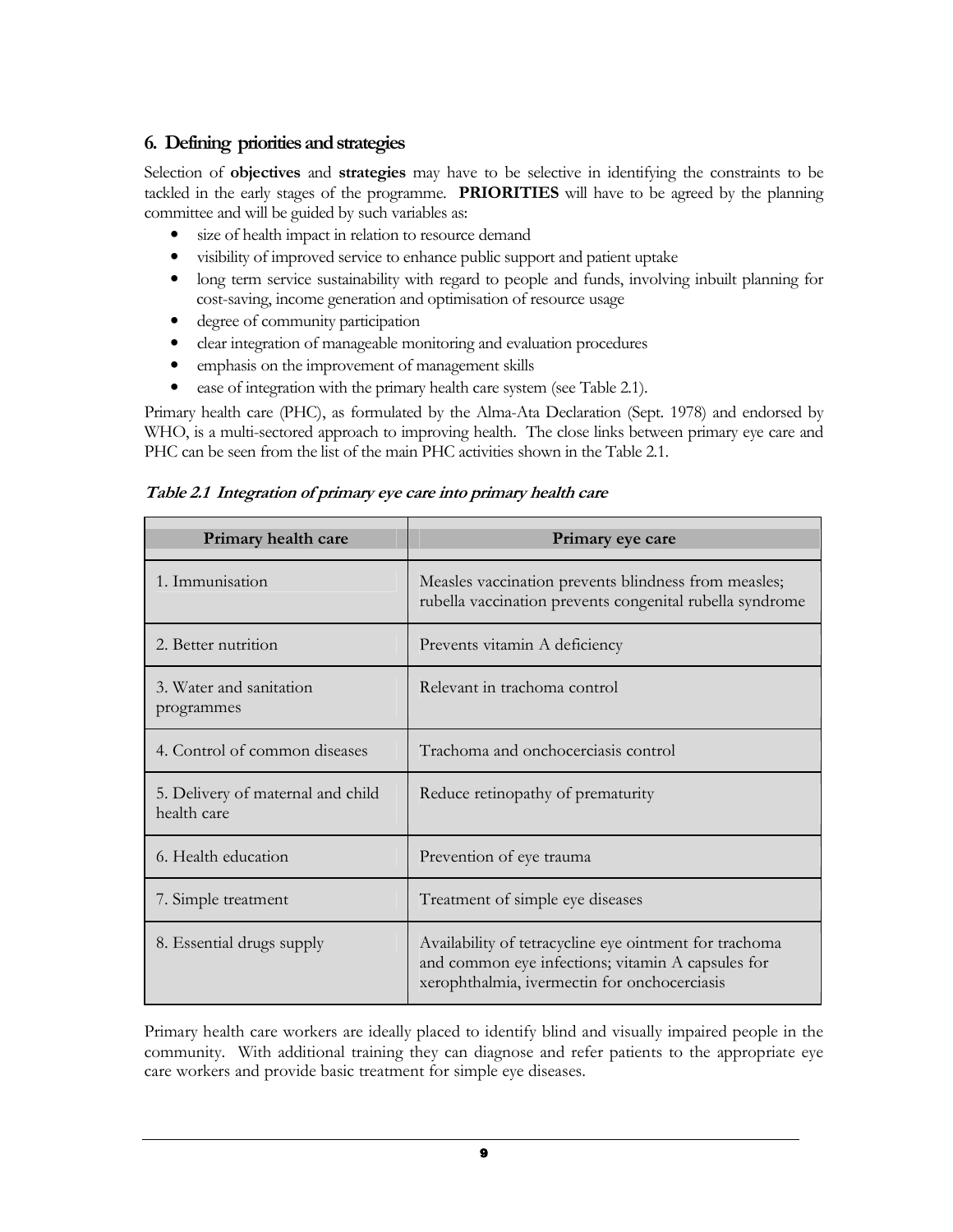## 6. Defining priorities and strategies

Selection of **objectives** and **strategies** may have to be selective in identifying the constraints to be tackled in the early stages of the programme. **PRIORITIES** will have to be agreed by the planning committee and will be guided by such variables as:

- size of health impact in relation to resource demand
- visibility of improved service to enhance public support and patient uptake
- long term service sustainability with regard to people and funds, involving inbuilt planning for cost-saving, income generation and optimisation of resource usage
- degree of community participation
- clear integration of manageable monitoring and evaluation procedures
- emphasis on the improvement of management skills
- ease of integration with the primary health care system (see Table 2.1).

Primary health care (PHC), as formulated by the Alma-Ata Declaration (Sept. 1978) and endorsed by WHO, is a multi-sectored approach to improving health. The close links between primary eye care and PHC can be seen from the list of the main PHC activities shown in the Table 2.1.

***Table 2.1 Integration of primary eye care into primary health care***

| Primary health care | Primary eye care |
|---|---|
| 1. Immunisation | Measles vaccination prevents blindness from measles; rubella vaccination prevents congenital rubella syndrome |
| 2. Better nutrition | Prevents vitamin A deficiency |
| 3. Water and sanitation programmes | Relevant in trachoma control |
| 4. Control of common diseases | Trachoma and onchocerciasis control |
| 5. Delivery of maternal and child health care | Reduce retinopathy of prematurity |
| 6. Health education | Prevention of eye trauma |
| 7. Simple treatment | Treatment of simple eye diseases |
| 8. Essential drugs supply | Availability of tetracycline eye ointment for trachoma and common eye infections; vitamin A capsules for xerophthalmia, ivermectin for onchocerciasis |

Primary health care workers are ideally placed to identify blind and visually impaired people in the community. With additional training they can diagnose and refer patients to the appropriate eye care workers and provide basic treatment for simple eye diseases.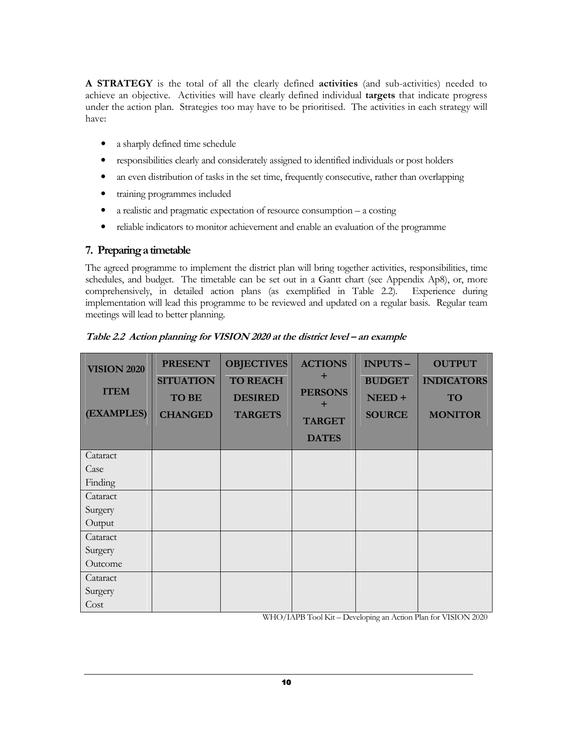**A STRATEGY** is the total of all the clearly defined **activities** (and sub-activities) needed to achieve an objective. Activities will have clearly defined individual **targets** that indicate progress under the action plan. Strategies too may have to be prioritised. The activities in each strategy will have:

- a sharply defined time schedule
- responsibilities clearly and considerately assigned to identified individuals or post holders
- an even distribution of tasks in the set time, frequently consecutive, rather than overlapping
- training programmes included
- a realistic and pragmatic expectation of resource consumption – a costing
- reliable indicators to monitor achievement and enable an evaluation of the programme

## 7. Preparing a timetable

The agreed programme to implement the district plan will bring together activities, responsibilities, time schedules, and budget. The timetable can be set out in a Gantt chart (see Appendix Ap8), or, more comprehensively, in detailed action plans (as exemplified in Table 2.2). Experience during implementation will lead this programme to be reviewed and updated on a regular basis. Regular team meetings will lead to better planning.

***Table 2.2 Action planning for VISION 2020 at the district level – an example***

| VISION 2020 ITEM (EXAMPLES) | PRESENT SITUATION TO BE CHANGED | OBJECTIVES TO REACH DESIRED TARGETS | ACTIONS + PERSONS + TARGET DATES | INPUTS – BUDGET NEED + SOURCE | OUTPUT INDICATORS TO MONITOR |
|---|---|---|---|---|---|
| Cataract Case Finding | | | | | |
| Cataract Surgery Output | | | | | |
| Cataract Surgery Outcome | | | | | |
| Cataract Surgery Cost | | | | | |

WHO/IAPB Tool Kit – Developing an Action Plan for VISION 2020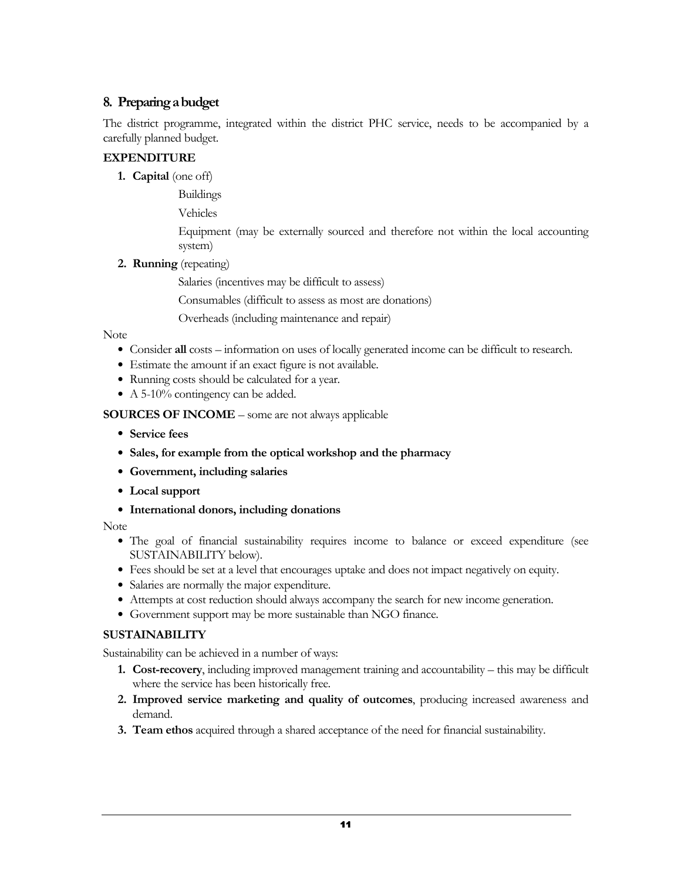## 8. Preparing a budget

The district programme, integrated within the district PHC service, needs to be accompanied by a carefully planned budget.

**EXPENDITURE**

1. **Capital** (one off)

   Buildings

   Vehicles

   Equipment (may be externally sourced and therefore not within the local accounting system)

2. **Running** (repeating)

   Salaries (incentives may be difficult to assess)

   Consumables (difficult to assess as most are donations)

   Overheads (including maintenance and repair)

Note

- Consider **all** costs – information on uses of locally generated income can be difficult to research.
- Estimate the amount if an exact figure is not available.
- Running costs should be calculated for a year.
- A 5-10% contingency can be added.

**SOURCES OF INCOME** – some are not always applicable

- **Service fees**
- **Sales, for example from the optical workshop and the pharmacy**
- **Government, including salaries**
- **Local support**
- **International donors, including donations**

Note

- The goal of financial sustainability requires income to balance or exceed expenditure (see SUSTAINABILITY below).
- Fees should be set at a level that encourages uptake and does not impact negatively on equity.
- Salaries are normally the major expenditure.
- Attempts at cost reduction should always accompany the search for new income generation.
- Government support may be more sustainable than NGO finance.

**SUSTAINABILITY**

Sustainability can be achieved in a number of ways:

1. **Cost-recovery**, including improved management training and accountability – this may be difficult where the service has been historically free.
2. **Improved service marketing and quality of outcomes**, producing increased awareness and demand.
3. **Team ethos** acquired through a shared acceptance of the need for financial sustainability.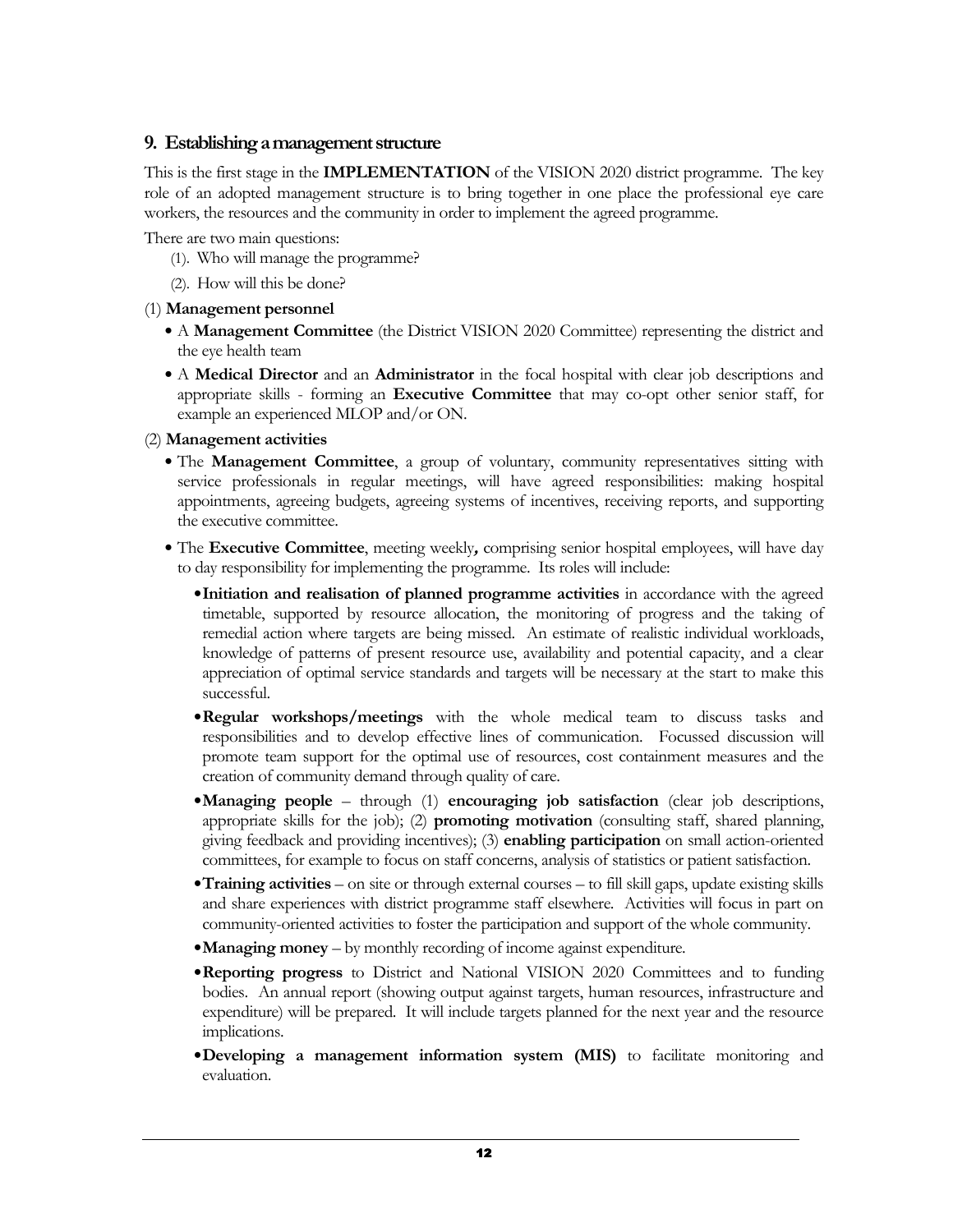## 9. Establishing a management structure

This is the first stage in the **IMPLEMENTATION** of the VISION 2020 district programme. The key role of an adopted management structure is to bring together in one place the professional eye care workers, the resources and the community in order to implement the agreed programme.

There are two main questions:

(1). Who will manage the programme?

(2). How will this be done?

(1) **Management personnel**

- A **Management Committee** (the District VISION 2020 Committee) representing the district and the eye health team
- A **Medical Director** and an **Administrator** in the focal hospital with clear job descriptions and appropriate skills - forming an **Executive Committee** that may co-opt other senior staff, for example an experienced MLOP and/or ON.

(2) **Management activities**

- The **Management Committee**, a group of voluntary, community representatives sitting with service professionals in regular meetings, will have agreed responsibilities: making hospital appointments, agreeing budgets, agreeing systems of incentives, receiving reports, and supporting the executive committee.
- The **Executive Committee**, meeting weekly***,*** comprising senior hospital employees, will have day to day responsibility for implementing the programme. Its roles will include:
  - **Initiation and realisation of planned programme activities** in accordance with the agreed timetable, supported by resource allocation, the monitoring of progress and the taking of remedial action where targets are being missed. An estimate of realistic individual workloads, knowledge of patterns of present resource use, availability and potential capacity, and a clear appreciation of optimal service standards and targets will be necessary at the start to make this successful.
  - **Regular workshops/meetings** with the whole medical team to discuss tasks and responsibilities and to develop effective lines of communication. Focussed discussion will promote team support for the optimal use of resources, cost containment measures and the creation of community demand through quality of care.
  - **Managing people** – through (1) **encouraging job satisfaction** (clear job descriptions, appropriate skills for the job); (2) **promoting motivation** (consulting staff, shared planning, giving feedback and providing incentives); (3) **enabling participation** on small action-oriented committees, for example to focus on staff concerns, analysis of statistics or patient satisfaction.
  - **Training activities** – on site or through external courses – to fill skill gaps, update existing skills and share experiences with district programme staff elsewhere. Activities will focus in part on community-oriented activities to foster the participation and support of the whole community.
  - **Managing money** – by monthly recording of income against expenditure.
  - **Reporting progress** to District and National VISION 2020 Committees and to funding bodies. An annual report (showing output against targets, human resources, infrastructure and expenditure) will be prepared. It will include targets planned for the next year and the resource implications.
  - **Developing a management information system (MIS)** to facilitate monitoring and evaluation.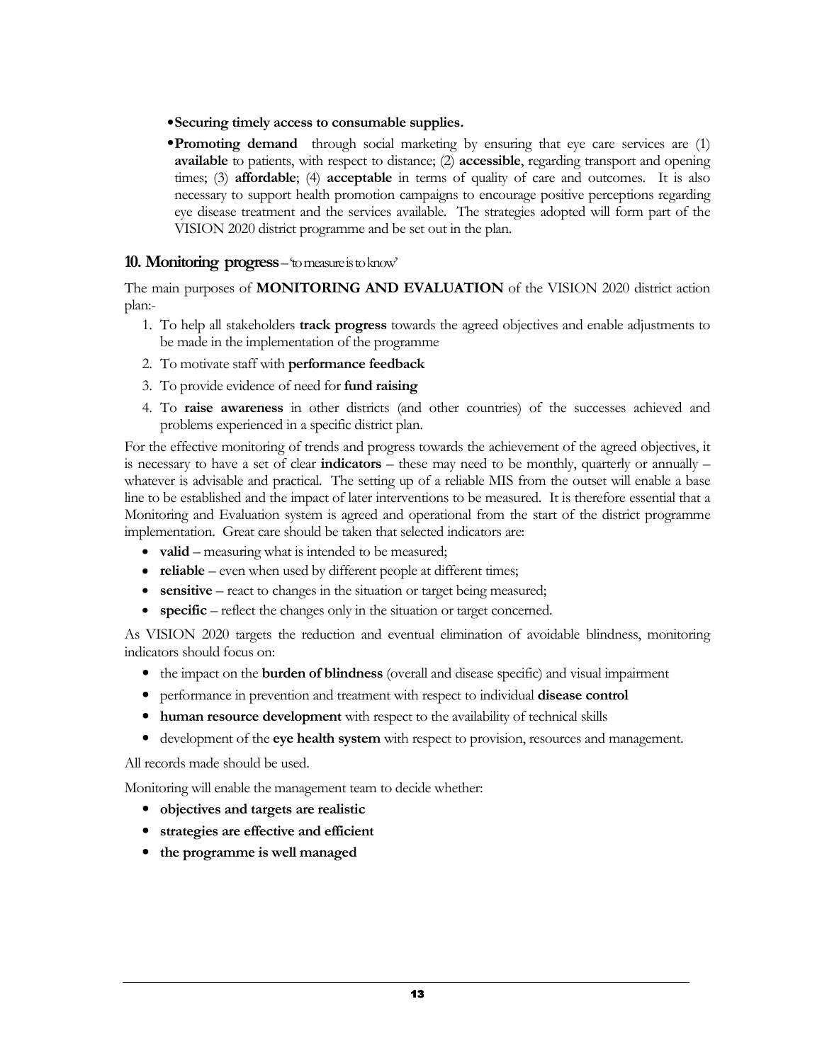- **Securing timely access to consumable supplies.**
- **Promoting demand** through social marketing by ensuring that eye care services are (1) **available** to patients, with respect to distance; (2) **accessible**, regarding transport and opening times; (3) **affordable**; (4) **acceptable** in terms of quality of care and outcomes. It is also necessary to support health promotion campaigns to encourage positive perceptions regarding eye disease treatment and the services available. The strategies adopted will form part of the VISION 2020 district programme and be set out in the plan.

## 10. Monitoring progress – 'to measure is to know'

The main purposes of **MONITORING AND EVALUATION** of the VISION 2020 district action plan:-

1. To help all stakeholders **track progress** towards the agreed objectives and enable adjustments to be made in the implementation of the programme
2. To motivate staff with **performance feedback**
3. To provide evidence of need for **fund raising**
4. To **raise awareness** in other districts (and other countries) of the successes achieved and problems experienced in a specific district plan.

For the effective monitoring of trends and progress towards the achievement of the agreed objectives, it is necessary to have a set of clear **indicators** – these may need to be monthly, quarterly or annually – whatever is advisable and practical. The setting up of a reliable MIS from the outset will enable a base line to be established and the impact of later interventions to be measured. It is therefore essential that a Monitoring and Evaluation system is agreed and operational from the start of the district programme implementation. Great care should be taken that selected indicators are:

- **valid** – measuring what is intended to be measured;
- **reliable** – even when used by different people at different times;
- **sensitive** – react to changes in the situation or target being measured;
- **specific** – reflect the changes only in the situation or target concerned.

As VISION 2020 targets the reduction and eventual elimination of avoidable blindness, monitoring indicators should focus on:

- the impact on the **burden of blindness** (overall and disease specific) and visual impairment
- performance in prevention and treatment with respect to individual **disease control**
- **human resource development** with respect to the availability of technical skills
- development of the **eye health system** with respect to provision, resources and management.

All records made should be used.

Monitoring will enable the management team to decide whether:

- **objectives and targets are realistic**
- **strategies are effective and efficient**
- **the programme is well managed**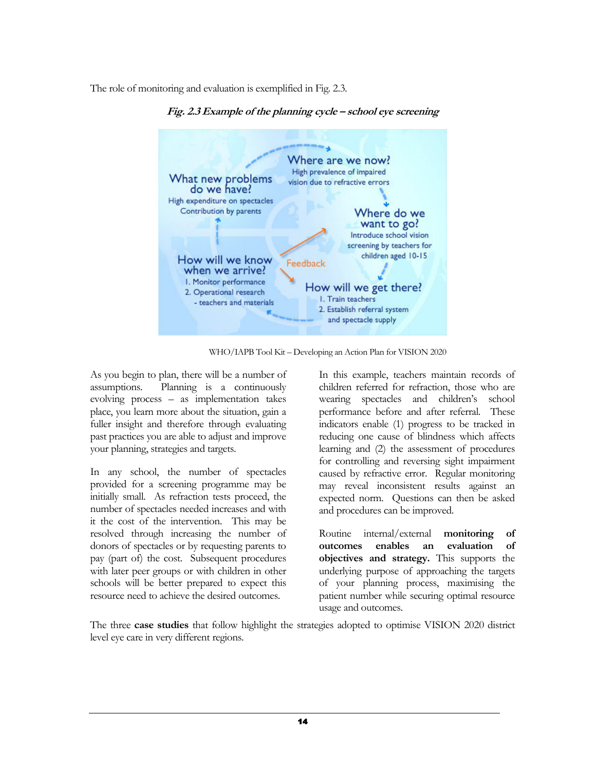The role of monitoring and evaluation is exemplified in Fig. 2.3.

***Fig. 2.3 Example of the planning cycle – school eye screening***

Where are we now?
High prevalence of impaired vision due to refractive errors

Where do we want to go?
Introduce school vision screening by teachers for children aged 10-15

How will we get there?
1. Train teachers
2. Establish referral system and spectacle supply

How will we know when we arrive?
1. Monitor performance
2. Operational research - teachers and materials

What new problems do we have?
High expenditure on spectacles
Contribution by parents

Feedback

WHO/IAPB Tool Kit – Developing an Action Plan for VISION 2020

As you begin to plan, there will be a number of assumptions. Planning is a continuously evolving process – as implementation takes place, you learn more about the situation, gain a fuller insight and therefore through evaluating past practices you are able to adjust and improve your planning, strategies and targets.

In any school, the number of spectacles provided for a screening programme may be initially small. As refraction tests proceed, the number of spectacles needed increases and with it the cost of the intervention. This may be resolved through increasing the number of donors of spectacles or by requesting parents to pay (part of) the cost. Subsequent procedures with later peer groups or with children in other schools will be better prepared to expect this resource need to achieve the desired outcomes.

In this example, teachers maintain records of children referred for refraction, those who are wearing spectacles and children's school performance before and after referral. These indicators enable (1) progress to be tracked in reducing one cause of blindness which affects learning and (2) the assessment of procedures for controlling and reversing sight impairment caused by refractive error. Regular monitoring may reveal inconsistent results against an expected norm. Questions can then be asked and procedures can be improved.

Routine internal/external **monitoring of outcomes enables an evaluation of objectives and strategy.** This supports the underlying purpose of approaching the targets of your planning process, maximising the patient number while securing optimal resource usage and outcomes.

The three **case studies** that follow highlight the strategies adopted to optimise VISION 2020 district level eye care in very different regions.